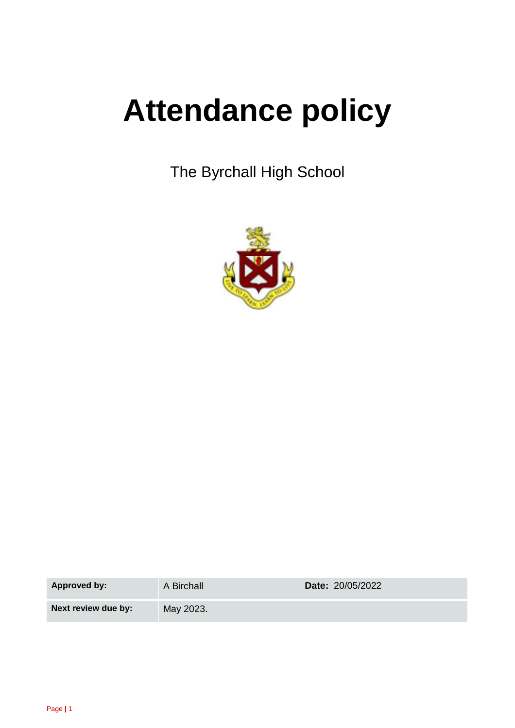# Attendance policy

The Byrchall High School

| **Approved by:** | A Birchall | **Date:** 20/05/2022 |
|---|---|---|
| **Next review due by:** | May 2023. | |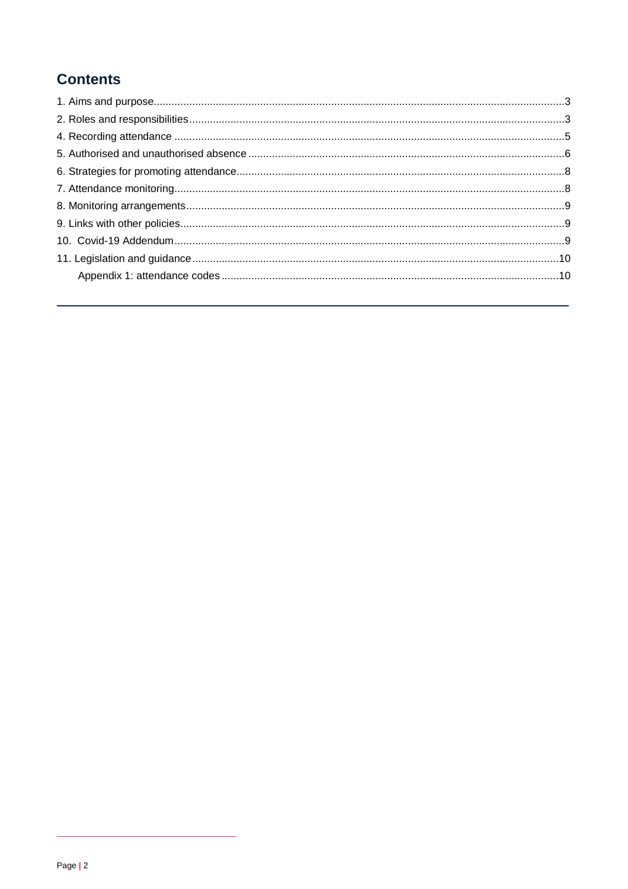## Contents

1. Aims and purpose.....3
2. Roles and responsibilities.....3
4. Recording attendance .....5
5. Authorised and unauthorised absence .....6
6. Strategies for promoting attendance.....8
7. Attendance monitoring.....8
8. Monitoring arrangements.....9
9. Links with other policies.....9
10. Covid-19 Addendum.....9
11. Legislation and guidance.....10
    Appendix 1: attendance codes .....10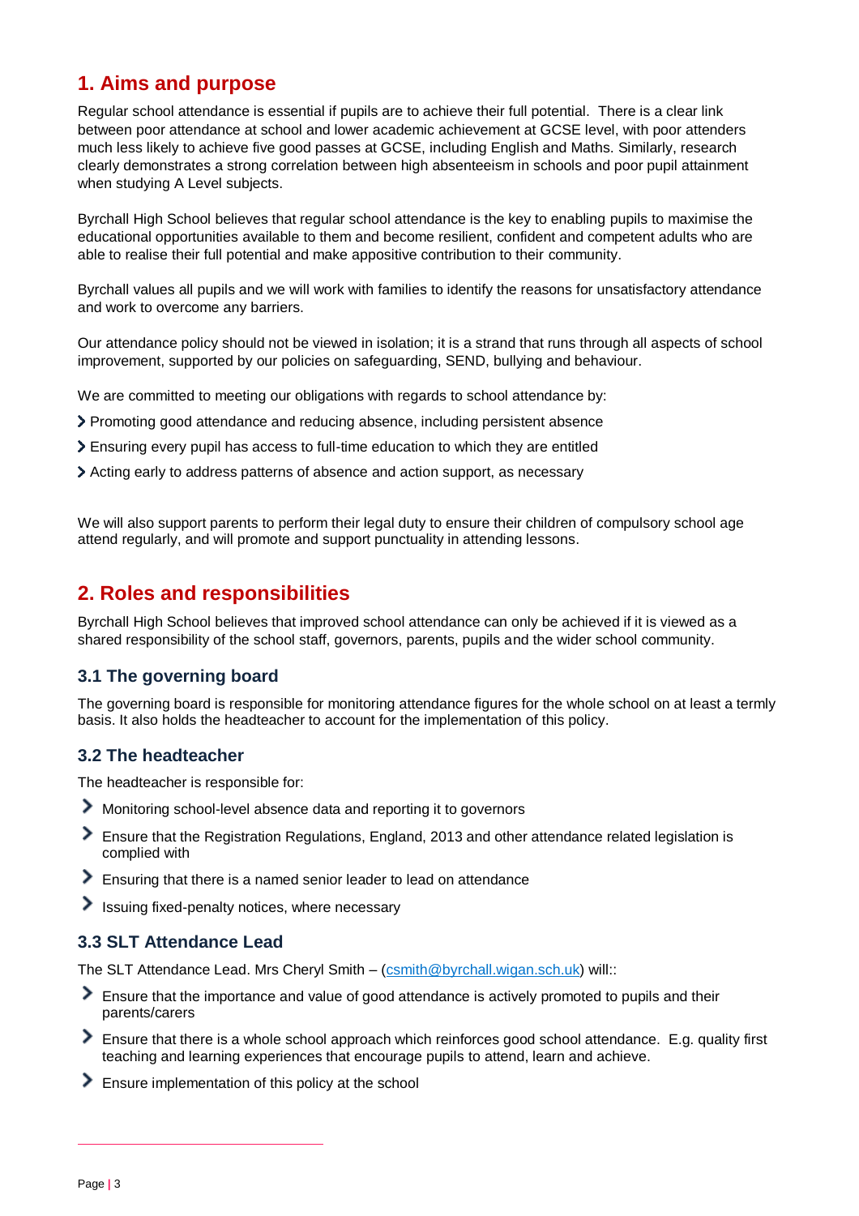## 1. Aims and purpose

Regular school attendance is essential if pupils are to achieve their full potential. There is a clear link between poor attendance at school and lower academic achievement at GCSE level, with poor attenders much less likely to achieve five good passes at GCSE, including English and Maths. Similarly, research clearly demonstrates a strong correlation between high absenteeism in schools and poor pupil attainment when studying A Level subjects.

Byrchall High School believes that regular school attendance is the key to enabling pupils to maximise the educational opportunities available to them and become resilient, confident and competent adults who are able to realise their full potential and make appositive contribution to their community.

Byrchall values all pupils and we will work with families to identify the reasons for unsatisfactory attendance and work to overcome any barriers.

Our attendance policy should not be viewed in isolation; it is a strand that runs through all aspects of school improvement, supported by our policies on safeguarding, SEND, bullying and behaviour.

We are committed to meeting our obligations with regards to school attendance by:

- Promoting good attendance and reducing absence, including persistent absence
- Ensuring every pupil has access to full-time education to which they are entitled
- Acting early to address patterns of absence and action support, as necessary

We will also support parents to perform their legal duty to ensure their children of compulsory school age attend regularly, and will promote and support punctuality in attending lessons.

## 2. Roles and responsibilities

Byrchall High School believes that improved school attendance can only be achieved if it is viewed as a shared responsibility of the school staff, governors, parents, pupils and the wider school community.

### 3.1 The governing board

The governing board is responsible for monitoring attendance figures for the whole school on at least a termly basis. It also holds the headteacher to account for the implementation of this policy.

### 3.2 The headteacher

The headteacher is responsible for:

- Monitoring school-level absence data and reporting it to governors
- Ensure that the Registration Regulations, England, 2013 and other attendance related legislation is complied with
- Ensuring that there is a named senior leader to lead on attendance
- Issuing fixed-penalty notices, where necessary

### 3.3 SLT Attendance Lead

The SLT Attendance Lead. Mrs Cheryl Smith – (csmith@byrchall.wigan.sch.uk) will::

- Ensure that the importance and value of good attendance is actively promoted to pupils and their parents/carers
- Ensure that there is a whole school approach which reinforces good school attendance. E.g. quality first teaching and learning experiences that encourage pupils to attend, learn and achieve.
- Ensure implementation of this policy at the school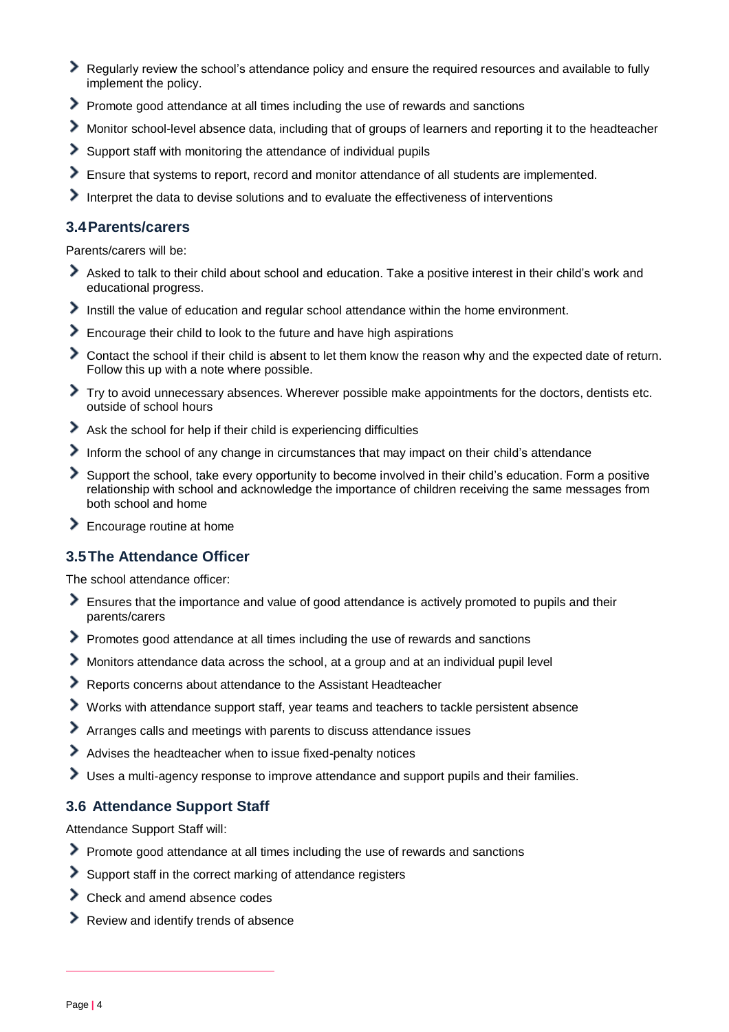- Regularly review the school's attendance policy and ensure the required resources and available to fully implement the policy.
- Promote good attendance at all times including the use of rewards and sanctions
- Monitor school-level absence data, including that of groups of learners and reporting it to the headteacher
- Support staff with monitoring the attendance of individual pupils
- Ensure that systems to report, record and monitor attendance of all students are implemented.
- Interpret the data to devise solutions and to evaluate the effectiveness of interventions

### 3.4 Parents/carers

Parents/carers will be:

- Asked to talk to their child about school and education. Take a positive interest in their child's work and educational progress.
- Instill the value of education and regular school attendance within the home environment.
- Encourage their child to look to the future and have high aspirations
- Contact the school if their child is absent to let them know the reason why and the expected date of return. Follow this up with a note where possible.
- Try to avoid unnecessary absences. Wherever possible make appointments for the doctors, dentists etc. outside of school hours
- Ask the school for help if their child is experiencing difficulties
- Inform the school of any change in circumstances that may impact on their child's attendance
- Support the school, take every opportunity to become involved in their child's education. Form a positive relationship with school and acknowledge the importance of children receiving the same messages from both school and home
- Encourage routine at home

### 3.5 The Attendance Officer

The school attendance officer:

- Ensures that the importance and value of good attendance is actively promoted to pupils and their parents/carers
- Promotes good attendance at all times including the use of rewards and sanctions
- Monitors attendance data across the school, at a group and at an individual pupil level
- Reports concerns about attendance to the Assistant Headteacher
- Works with attendance support staff, year teams and teachers to tackle persistent absence
- Arranges calls and meetings with parents to discuss attendance issues
- Advises the headteacher when to issue fixed-penalty notices
- Uses a multi-agency response to improve attendance and support pupils and their families.

### 3.6 Attendance Support Staff

Attendance Support Staff will:

- Promote good attendance at all times including the use of rewards and sanctions
- Support staff in the correct marking of attendance registers
- Check and amend absence codes
- Review and identify trends of absence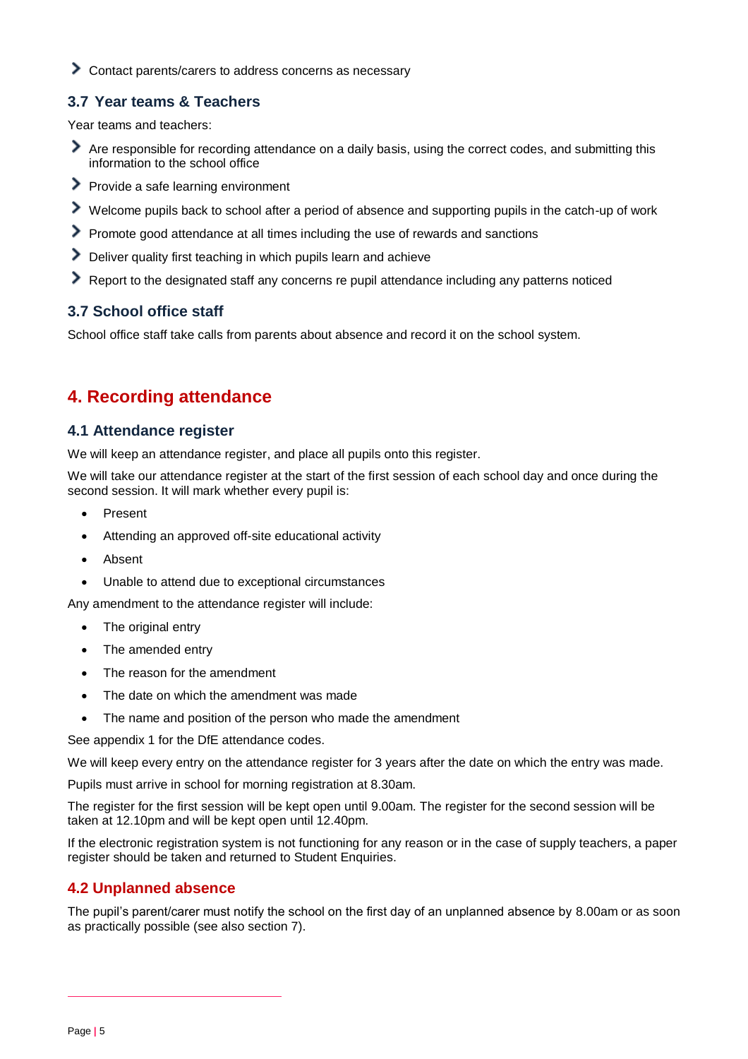- Contact parents/carers to address concerns as necessary

### 3.7 Year teams & Teachers

Year teams and teachers:

- Are responsible for recording attendance on a daily basis, using the correct codes, and submitting this information to the school office
- Provide a safe learning environment
- Welcome pupils back to school after a period of absence and supporting pupils in the catch-up of work
- Promote good attendance at all times including the use of rewards and sanctions
- Deliver quality first teaching in which pupils learn and achieve
- Report to the designated staff any concerns re pupil attendance including any patterns noticed

### 3.7 School office staff

School office staff take calls from parents about absence and record it on the school system.

## 4. Recording attendance

### 4.1 Attendance register

We will keep an attendance register, and place all pupils onto this register.

We will take our attendance register at the start of the first session of each school day and once during the second session. It will mark whether every pupil is:

- Present
- Attending an approved off-site educational activity
- Absent
- Unable to attend due to exceptional circumstances

Any amendment to the attendance register will include:

- The original entry
- The amended entry
- The reason for the amendment
- The date on which the amendment was made
- The name and position of the person who made the amendment

See appendix 1 for the DfE attendance codes.

We will keep every entry on the attendance register for 3 years after the date on which the entry was made.

Pupils must arrive in school for morning registration at 8.30am.

The register for the first session will be kept open until 9.00am. The register for the second session will be taken at 12.10pm and will be kept open until 12.40pm.

If the electronic registration system is not functioning for any reason or in the case of supply teachers, a paper register should be taken and returned to Student Enquiries.

### 4.2 Unplanned absence

The pupil's parent/carer must notify the school on the first day of an unplanned absence by 8.00am or as soon as practically possible (see also section 7).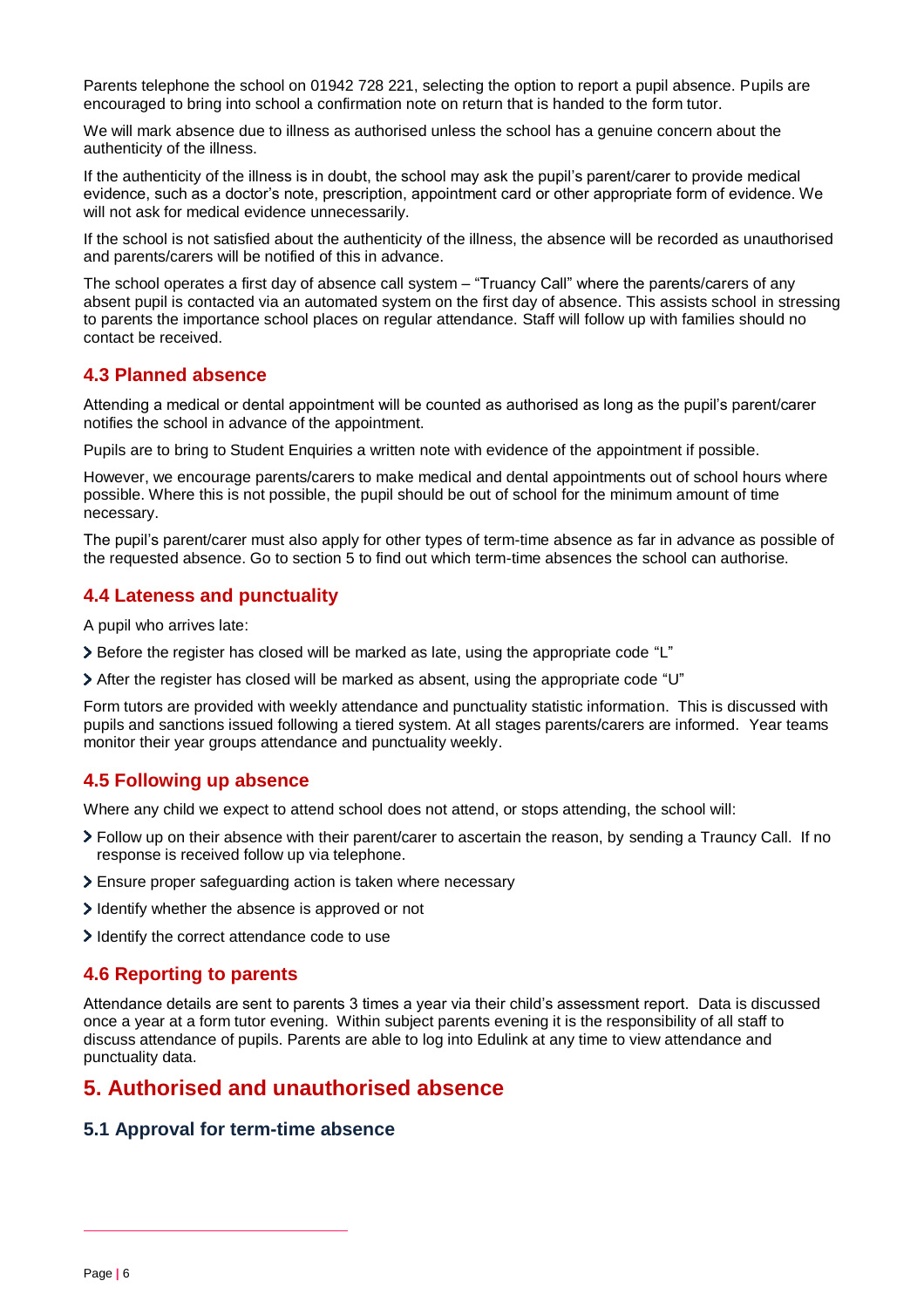Parents telephone the school on 01942 728 221, selecting the option to report a pupil absence. Pupils are encouraged to bring into school a confirmation note on return that is handed to the form tutor.

We will mark absence due to illness as authorised unless the school has a genuine concern about the authenticity of the illness.

If the authenticity of the illness is in doubt, the school may ask the pupil's parent/carer to provide medical evidence, such as a doctor's note, prescription, appointment card or other appropriate form of evidence. We will not ask for medical evidence unnecessarily.

If the school is not satisfied about the authenticity of the illness, the absence will be recorded as unauthorised and parents/carers will be notified of this in advance.

The school operates a first day of absence call system – "Truancy Call" where the parents/carers of any absent pupil is contacted via an automated system on the first day of absence. This assists school in stressing to parents the importance school places on regular attendance. Staff will follow up with families should no contact be received.

### 4.3 Planned absence

Attending a medical or dental appointment will be counted as authorised as long as the pupil's parent/carer notifies the school in advance of the appointment.

Pupils are to bring to Student Enquiries a written note with evidence of the appointment if possible.

However, we encourage parents/carers to make medical and dental appointments out of school hours where possible. Where this is not possible, the pupil should be out of school for the minimum amount of time necessary.

The pupil's parent/carer must also apply for other types of term-time absence as far in advance as possible of the requested absence. Go to section 5 to find out which term-time absences the school can authorise.

### 4.4 Lateness and punctuality

A pupil who arrives late:

- Before the register has closed will be marked as late, using the appropriate code "L"
- After the register has closed will be marked as absent, using the appropriate code "U"

Form tutors are provided with weekly attendance and punctuality statistic information. This is discussed with pupils and sanctions issued following a tiered system. At all stages parents/carers are informed. Year teams monitor their year groups attendance and punctuality weekly.

### 4.5 Following up absence

Where any child we expect to attend school does not attend, or stops attending, the school will:

- Follow up on their absence with their parent/carer to ascertain the reason, by sending a Trauncy Call. If no response is received follow up via telephone.
- Ensure proper safeguarding action is taken where necessary
- Identify whether the absence is approved or not
- Identify the correct attendance code to use

### 4.6 Reporting to parents

Attendance details are sent to parents 3 times a year via their child's assessment report. Data is discussed once a year at a form tutor evening. Within subject parents evening it is the responsibility of all staff to discuss attendance of pupils. Parents are able to log into Edulink at any time to view attendance and punctuality data.

## 5. Authorised and unauthorised absence

### 5.1 Approval for term-time absence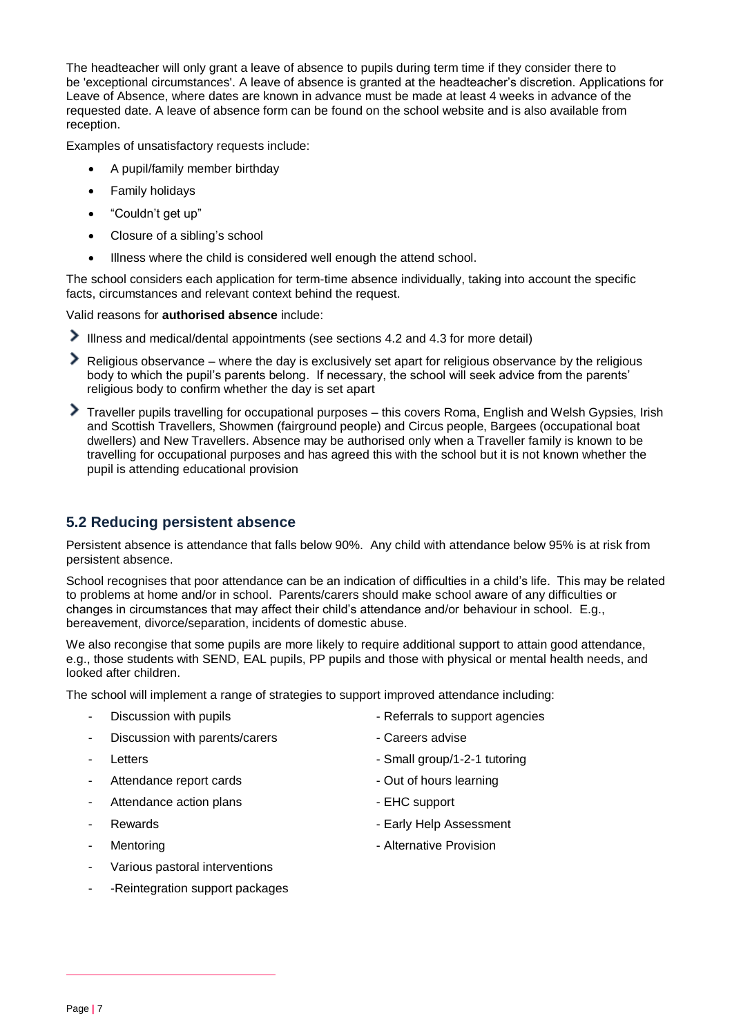The headteacher will only grant a leave of absence to pupils during term time if they consider there to be 'exceptional circumstances'. A leave of absence is granted at the headteacher's discretion. Applications for Leave of Absence, where dates are known in advance must be made at least 4 weeks in advance of the requested date. A leave of absence form can be found on the school website and is also available from reception.

Examples of unsatisfactory requests include:

- A pupil/family member birthday
- Family holidays
- "Couldn't get up"
- Closure of a sibling's school
- Illness where the child is considered well enough the attend school.

The school considers each application for term-time absence individually, taking into account the specific facts, circumstances and relevant context behind the request.

Valid reasons for **authorised absence** include:

- Illness and medical/dental appointments (see sections 4.2 and 4.3 for more detail)
- Religious observance – where the day is exclusively set apart for religious observance by the religious body to which the pupil's parents belong. If necessary, the school will seek advice from the parents' religious body to confirm whether the day is set apart
- Traveller pupils travelling for occupational purposes – this covers Roma, English and Welsh Gypsies, Irish and Scottish Travellers, Showmen (fairground people) and Circus people, Bargees (occupational boat dwellers) and New Travellers. Absence may be authorised only when a Traveller family is known to be travelling for occupational purposes and has agreed this with the school but it is not known whether the pupil is attending educational provision

## 5.2 Reducing persistent absence

Persistent absence is attendance that falls below 90%. Any child with attendance below 95% is at risk from persistent absence.

School recognises that poor attendance can be an indication of difficulties in a child's life. This may be related to problems at home and/or in school. Parents/carers should make school aware of any difficulties or changes in circumstances that may affect their child's attendance and/or behaviour in school. E.g., bereavement, divorce/separation, incidents of domestic abuse.

We also recongise that some pupils are more likely to require additional support to attain good attendance, e.g., those students with SEND, EAL pupils, PP pupils and those with physical or mental health needs, and looked after children.

The school will implement a range of strategies to support improved attendance including:

- Discussion with pupils
- Discussion with parents/carers
- Letters
- Attendance report cards
- Attendance action plans
- Rewards
- Mentoring
- Various pastoral interventions
- -Reintegration support packages
- Referrals to support agencies
- Careers advise
- Small group/1-2-1 tutoring
- Out of hours learning
- EHC support
- Early Help Assessment
- Alternative Provision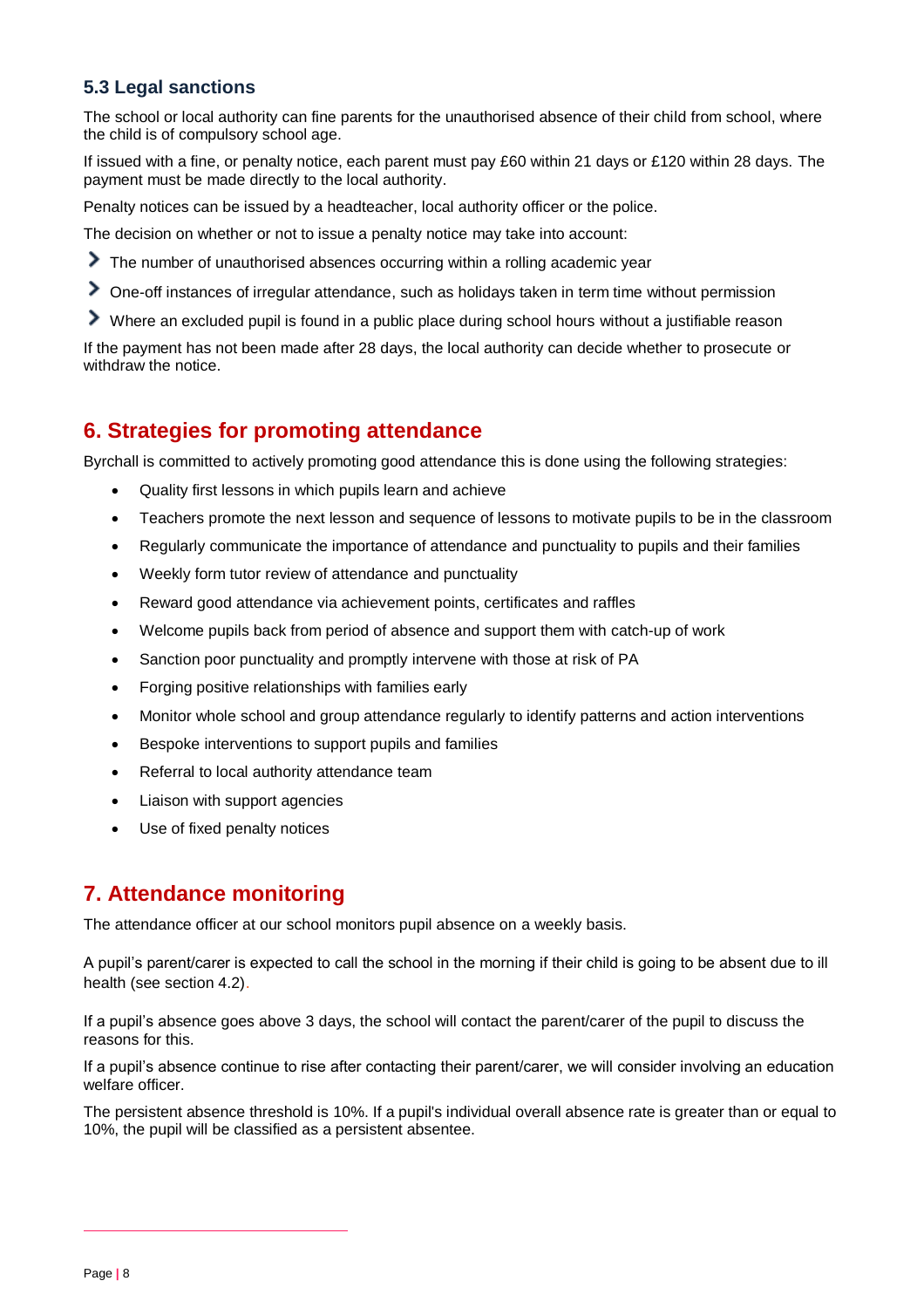### 5.3 Legal sanctions

The school or local authority can fine parents for the unauthorised absence of their child from school, where the child is of compulsory school age.

If issued with a fine, or penalty notice, each parent must pay £60 within 21 days or £120 within 28 days. The payment must be made directly to the local authority.

Penalty notices can be issued by a headteacher, local authority officer or the police.

The decision on whether or not to issue a penalty notice may take into account:

- The number of unauthorised absences occurring within a rolling academic year
- One-off instances of irregular attendance, such as holidays taken in term time without permission
- Where an excluded pupil is found in a public place during school hours without a justifiable reason

If the payment has not been made after 28 days, the local authority can decide whether to prosecute or withdraw the notice.

## 6. Strategies for promoting attendance

Byrchall is committed to actively promoting good attendance this is done using the following strategies:

- Quality first lessons in which pupils learn and achieve
- Teachers promote the next lesson and sequence of lessons to motivate pupils to be in the classroom
- Regularly communicate the importance of attendance and punctuality to pupils and their families
- Weekly form tutor review of attendance and punctuality
- Reward good attendance via achievement points, certificates and raffles
- Welcome pupils back from period of absence and support them with catch-up of work
- Sanction poor punctuality and promptly intervene with those at risk of PA
- Forging positive relationships with families early
- Monitor whole school and group attendance regularly to identify patterns and action interventions
- Bespoke interventions to support pupils and families
- Referral to local authority attendance team
- Liaison with support agencies
- Use of fixed penalty notices

## 7. Attendance monitoring

The attendance officer at our school monitors pupil absence on a weekly basis.

A pupil's parent/carer is expected to call the school in the morning if their child is going to be absent due to ill health (see section 4.2).

If a pupil's absence goes above 3 days, the school will contact the parent/carer of the pupil to discuss the reasons for this.

If a pupil's absence continue to rise after contacting their parent/carer, we will consider involving an education welfare officer.

The persistent absence threshold is 10%. If a pupil's individual overall absence rate is greater than or equal to 10%, the pupil will be classified as a persistent absentee.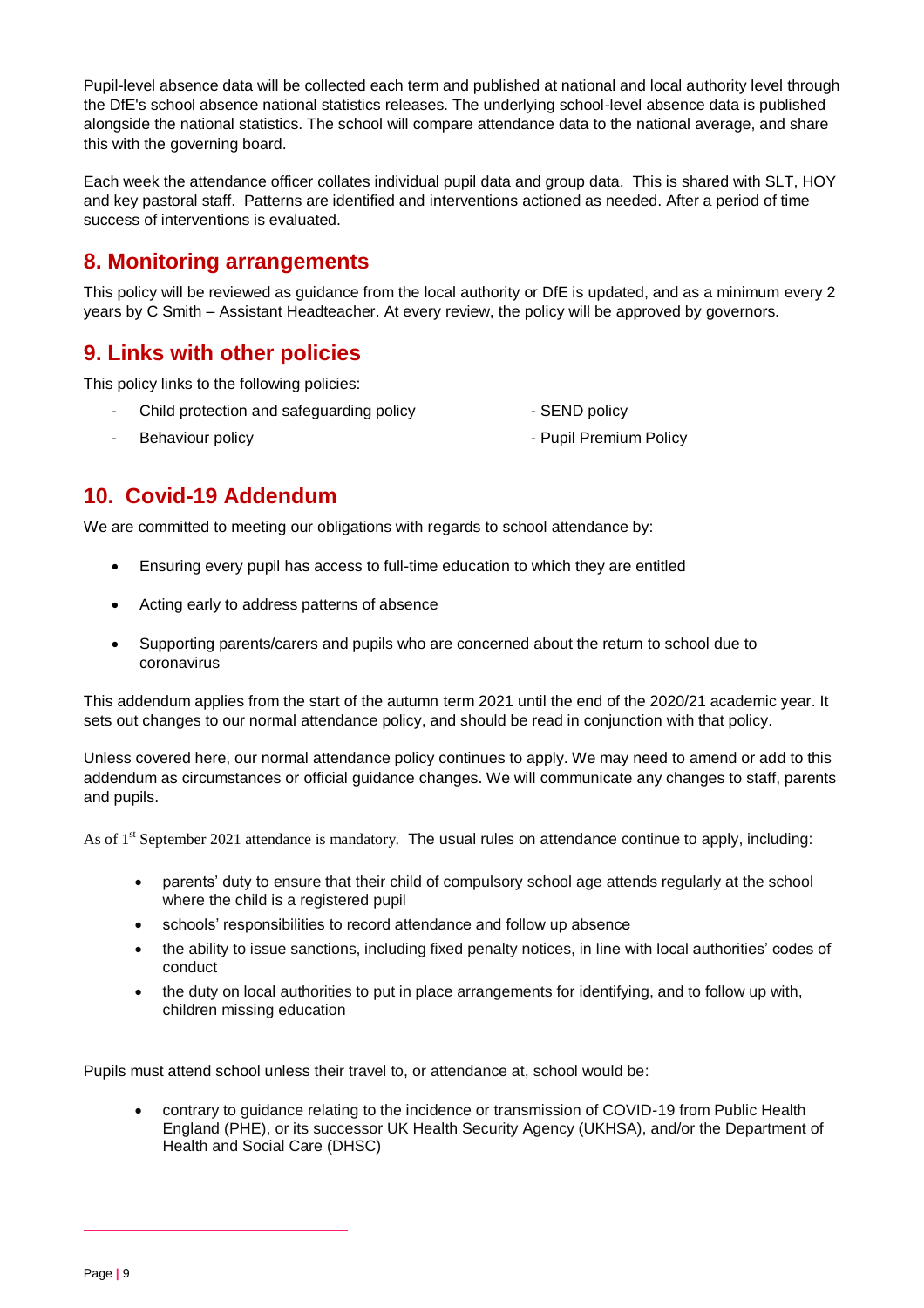Pupil-level absence data will be collected each term and published at national and local authority level through the DfE's school absence national statistics releases. The underlying school-level absence data is published alongside the national statistics. The school will compare attendance data to the national average, and share this with the governing board.

Each week the attendance officer collates individual pupil data and group data. This is shared with SLT, HOY and key pastoral staff. Patterns are identified and interventions actioned as needed. After a period of time success of interventions is evaluated.

## 8. Monitoring arrangements

This policy will be reviewed as guidance from the local authority or DfE is updated, and as a minimum every 2 years by C Smith – Assistant Headteacher. At every review, the policy will be approved by governors.

## 9. Links with other policies

This policy links to the following policies:

- Child protection and safeguarding policy
- Behaviour policy
- SEND policy
- Pupil Premium Policy

## 10. Covid-19 Addendum

We are committed to meeting our obligations with regards to school attendance by:

- Ensuring every pupil has access to full-time education to which they are entitled
- Acting early to address patterns of absence
- Supporting parents/carers and pupils who are concerned about the return to school due to coronavirus

This addendum applies from the start of the autumn term 2021 until the end of the 2020/21 academic year. It sets out changes to our normal attendance policy, and should be read in conjunction with that policy.

Unless covered here, our normal attendance policy continues to apply. We may need to amend or add to this addendum as circumstances or official guidance changes. We will communicate any changes to staff, parents and pupils.

As of 1st September 2021 attendance is mandatory. The usual rules on attendance continue to apply, including:

- parents' duty to ensure that their child of compulsory school age attends regularly at the school where the child is a registered pupil
- schools' responsibilities to record attendance and follow up absence
- the ability to issue sanctions, including fixed penalty notices, in line with local authorities' codes of conduct
- the duty on local authorities to put in place arrangements for identifying, and to follow up with, children missing education

Pupils must attend school unless their travel to, or attendance at, school would be:

- contrary to guidance relating to the incidence or transmission of COVID-19 from Public Health England (PHE), or its successor UK Health Security Agency (UKHSA), and/or the Department of Health and Social Care (DHSC)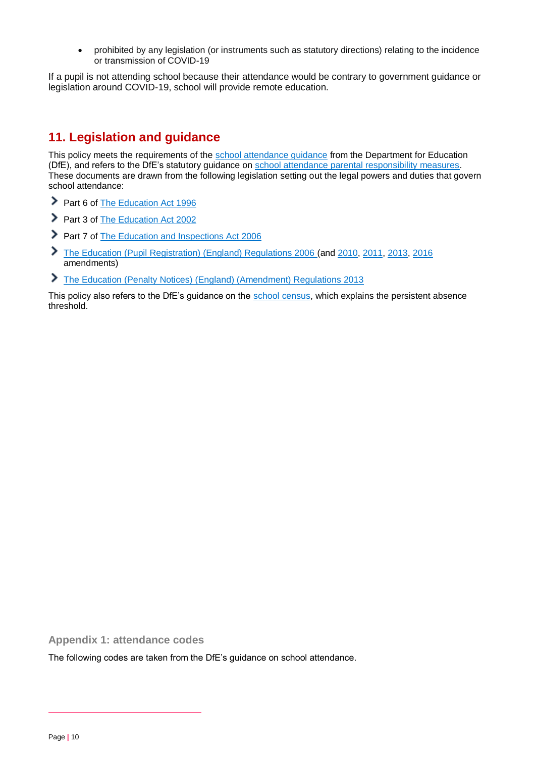- prohibited by any legislation (or instruments such as statutory directions) relating to the incidence or transmission of COVID-19

If a pupil is not attending school because their attendance would be contrary to government guidance or legislation around COVID-19, school will provide remote education.

## 11. Legislation and guidance

This policy meets the requirements of the school attendance guidance from the Department for Education (DfE), and refers to the DfE's statutory guidance on school attendance parental responsibility measures. These documents are drawn from the following legislation setting out the legal powers and duties that govern school attendance:

- Part 6 of The Education Act 1996
- Part 3 of The Education Act 2002
- Part 7 of The Education and Inspections Act 2006
- The Education (Pupil Registration) (England) Regulations 2006 (and 2010, 2011, 2013, 2016 amendments)
- The Education (Penalty Notices) (England) (Amendment) Regulations 2013

This policy also refers to the DfE's guidance on the school census, which explains the persistent absence threshold.

## Appendix 1: attendance codes

The following codes are taken from the DfE's guidance on school attendance.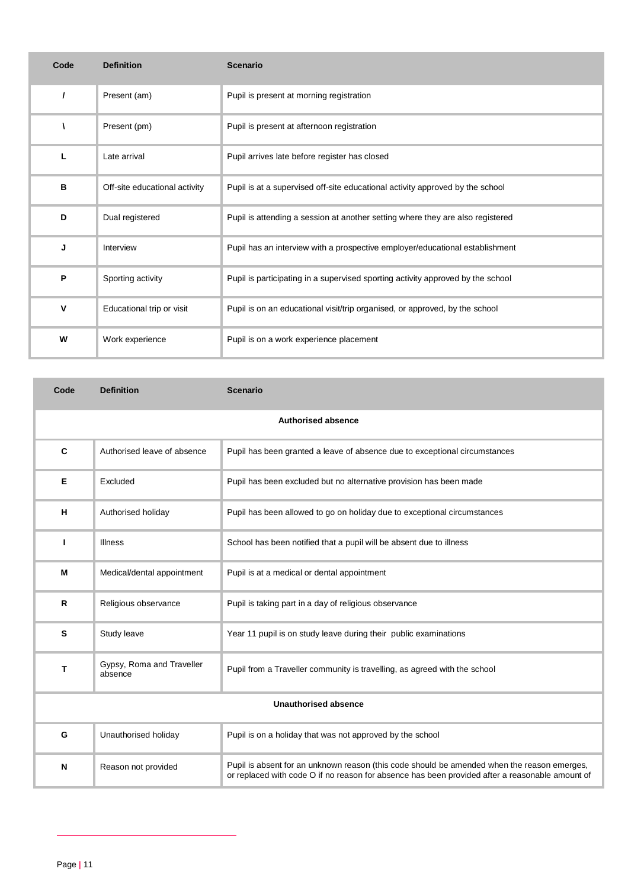| Code | Definition | Scenario |
|---|---|---|
| / | Present (am) | Pupil is present at morning registration |
| \ | Present (pm) | Pupil is present at afternoon registration |
| L | Late arrival | Pupil arrives late before register has closed |
| B | Off-site educational activity | Pupil is at a supervised off-site educational activity approved by the school |
| D | Dual registered | Pupil is attending a session at another setting where they are also registered |
| J | Interview | Pupil has an interview with a prospective employer/educational establishment |
| P | Sporting activity | Pupil is participating in a supervised sporting activity approved by the school |
| V | Educational trip or visit | Pupil is on an educational visit/trip organised, or approved, by the school |
| W | Work experience | Pupil is on a work experience placement |

| Code | Definition | Scenario |
|---|---|---|
| **Authorised absence** | | |
| C | Authorised leave of absence | Pupil has been granted a leave of absence due to exceptional circumstances |
| E | Excluded | Pupil has been excluded but no alternative provision has been made |
| H | Authorised holiday | Pupil has been allowed to go on holiday due to exceptional circumstances |
| I | Illness | School has been notified that a pupil will be absent due to illness |
| M | Medical/dental appointment | Pupil is at a medical or dental appointment |
| R | Religious observance | Pupil is taking part in a day of religious observance |
| S | Study leave | Year 11 pupil is on study leave during their public examinations |
| T | Gypsy, Roma and Traveller absence | Pupil from a Traveller community is travelling, as agreed with the school |
| **Unauthorised absence** | | |
| G | Unauthorised holiday | Pupil is on a holiday that was not approved by the school |
| N | Reason not provided | Pupil is absent for an unknown reason (this code should be amended when the reason emerges, or replaced with code O if no reason for absence has been provided after a reasonable amount of |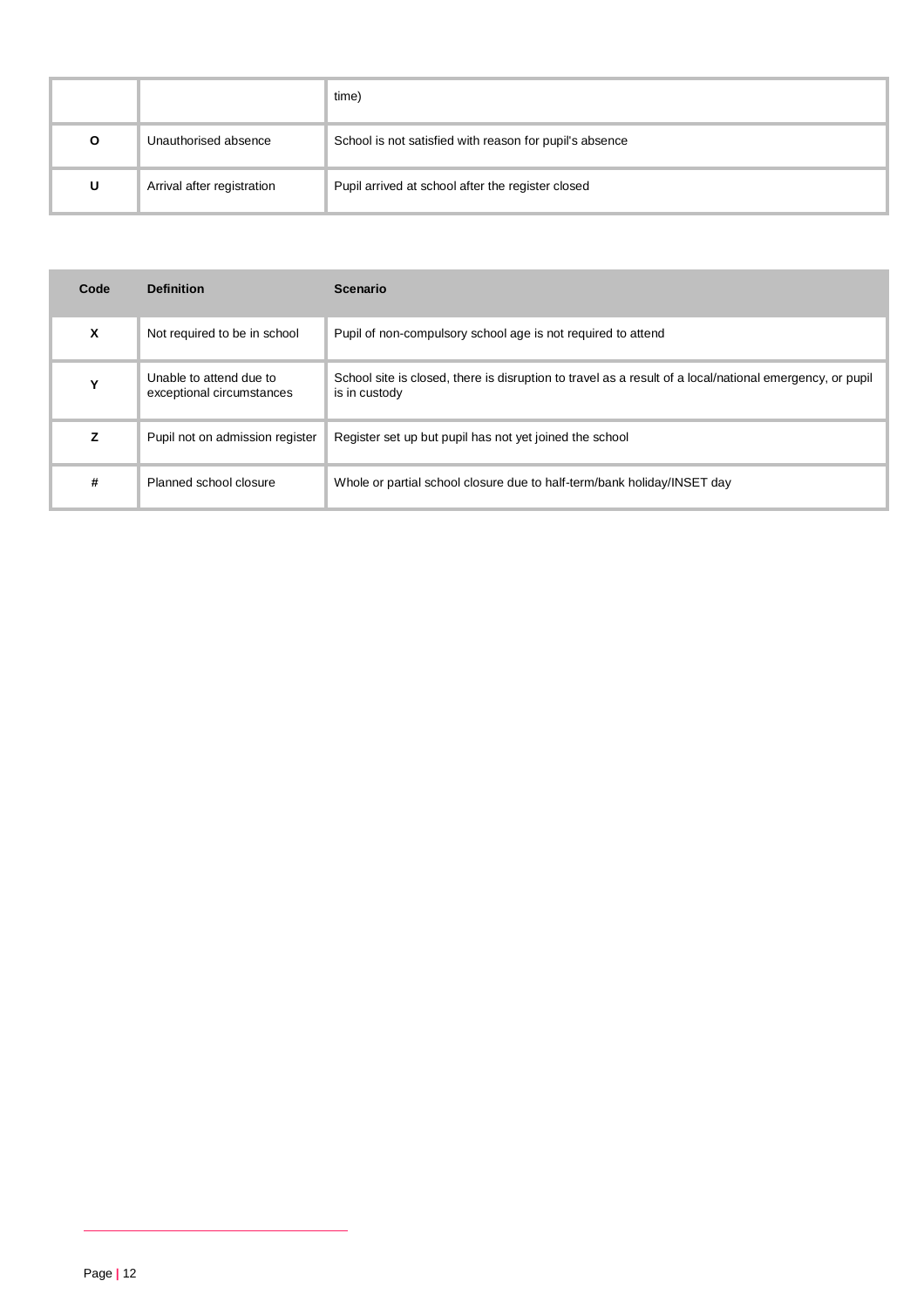| | | |
|---|---|---|
| | | time) |
| **O** | Unauthorised absence | School is not satisfied with reason for pupil's absence |
| **U** | Arrival after registration | Pupil arrived at school after the register closed |

| Code | Definition | Scenario |
|---|---|---|
| **X** | Not required to be in school | Pupil of non-compulsory school age is not required to attend |
| **Y** | Unable to attend due to exceptional circumstances | School site is closed, there is disruption to travel as a result of a local/national emergency, or pupil is in custody |
| **Z** | Pupil not on admission register | Register set up but pupil has not yet joined the school |
| **#** | Planned school closure | Whole or partial school closure due to half-term/bank holiday/INSET day |